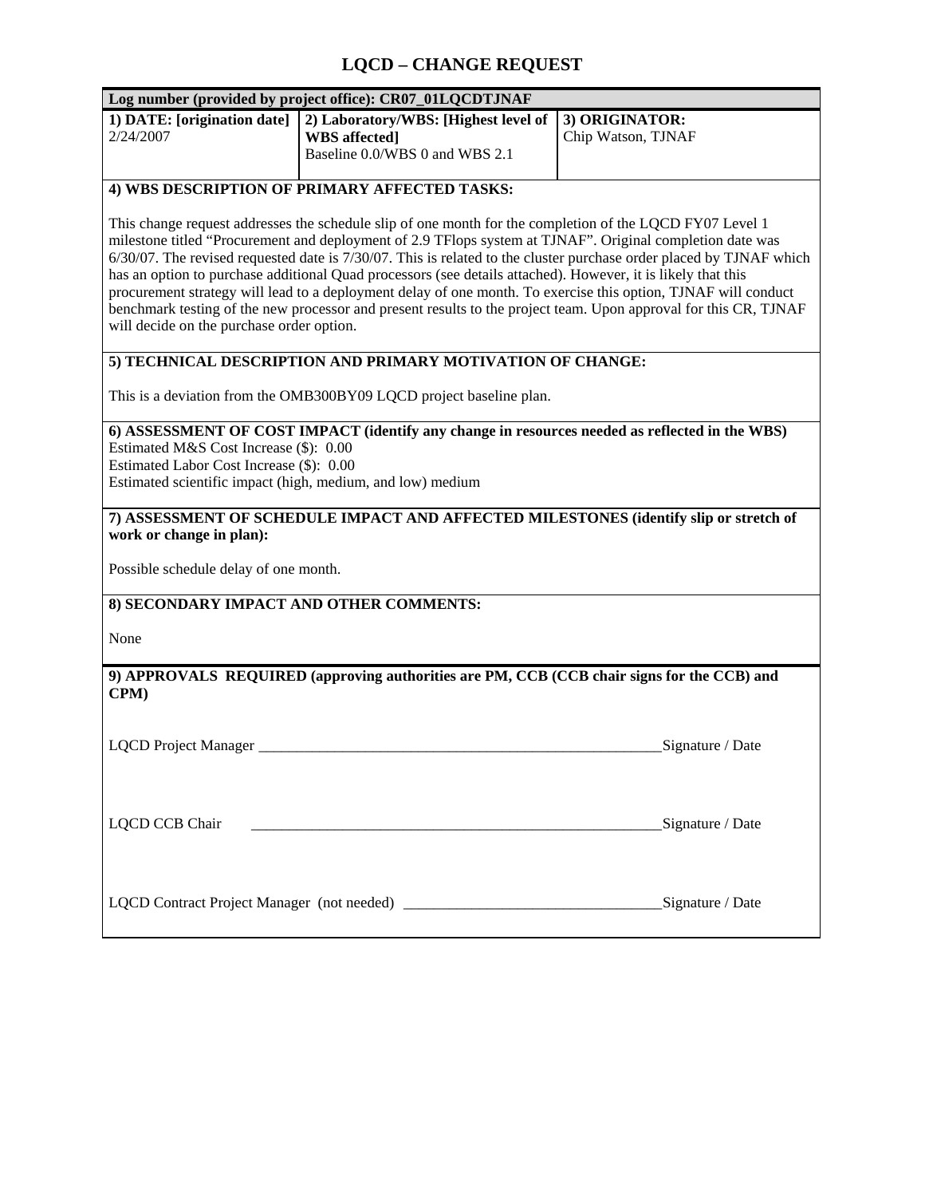# LQCD – CHANGE REQUEST

| Log number (provided by project office): CR07_01LQCDTJNAF | | |
|---|---|---|
| **1) DATE: [origination date]**<br>2/24/2007 | **2) Laboratory/WBS: [Highest level of WBS affected]**<br>Baseline 0.0/WBS 0 and WBS 2.1 | **3) ORIGINATOR:**<br>Chip Watson, TJNAF |

**4) WBS DESCRIPTION OF PRIMARY AFFECTED TASKS:**

This change request addresses the schedule slip of one month for the completion of the LQCD FY07 Level 1 milestone titled "Procurement and deployment of 2.9 TFlops system at TJNAF". Original completion date was 6/30/07. The revised requested date is 7/30/07. This is related to the cluster purchase order placed by TJNAF which has an option to purchase additional Quad processors (see details attached). However, it is likely that this procurement strategy will lead to a deployment delay of one month. To exercise this option, TJNAF will conduct benchmark testing of the new processor and present results to the project team. Upon approval for this CR, TJNAF will decide on the purchase order option.

**5) TECHNICAL DESCRIPTION AND PRIMARY MOTIVATION OF CHANGE:**

This is a deviation from the OMB300BY09 LQCD project baseline plan.

**6) ASSESSMENT OF COST IMPACT (identify any change in resources needed as reflected in the WBS)**
Estimated M&S Cost Increase ($): 0.00
Estimated Labor Cost Increase ($): 0.00
Estimated scientific impact (high, medium, and low) medium

**7) ASSESSMENT OF SCHEDULE IMPACT AND AFFECTED MILESTONES (identify slip or stretch of work or change in plan):**

Possible schedule delay of one month.

**8) SECONDARY IMPACT AND OTHER COMMENTS:**

None

**9) APPROVALS REQUIRED (approving authorities are PM, CCB (CCB chair signs for the CCB) and CPM)**

LQCD Project Manager ________________________________________ Signature / Date

LQCD CCB Chair ________________________________________ Signature / Date

LQCD Contract Project Manager (not needed) ________________________________ Signature / Date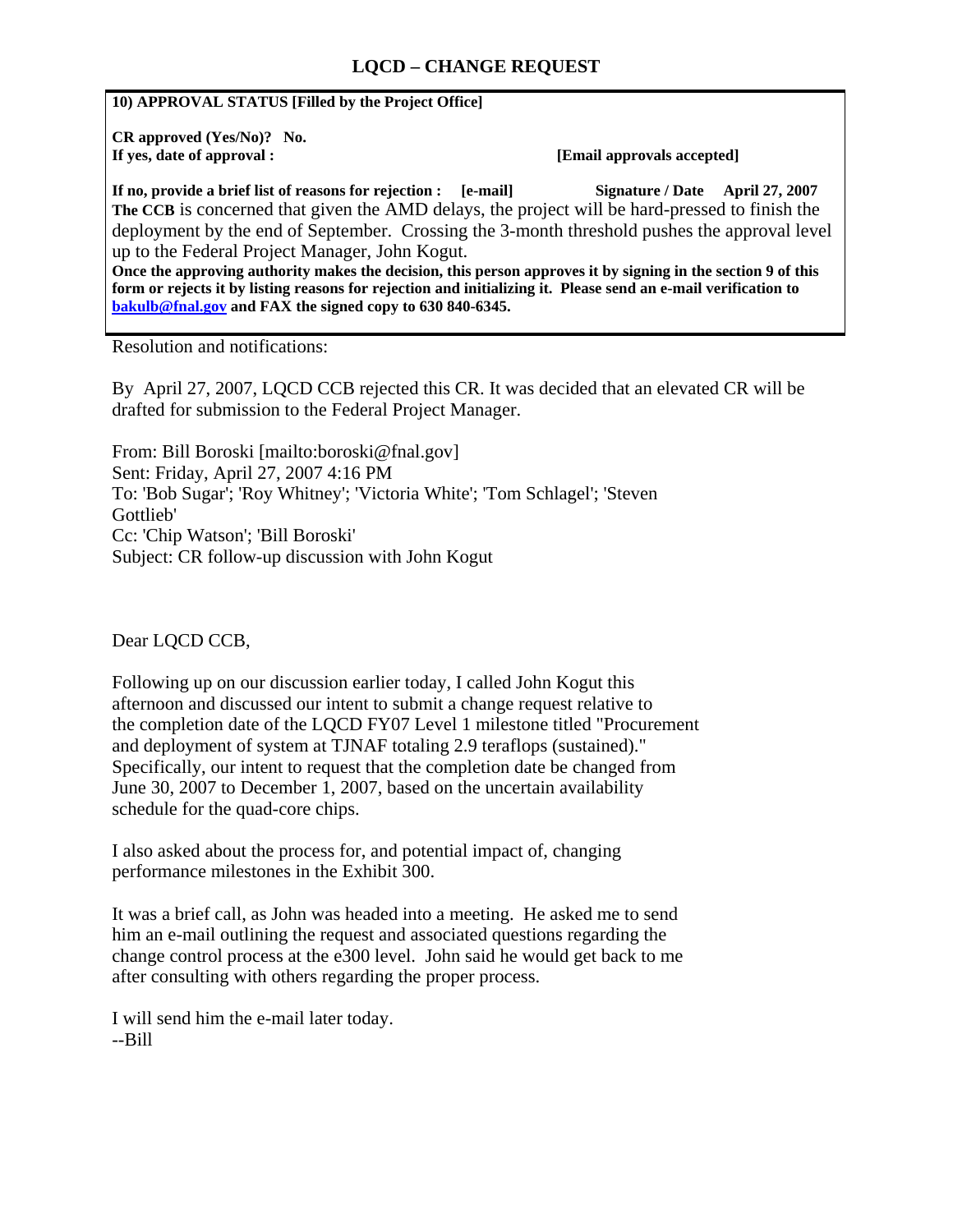## LQCD – CHANGE REQUEST

**10) APPROVAL STATUS [Filled by the Project Office]**

**CR approved (Yes/No)? No.**
**If yes, date of approval :** **[Email approvals accepted]**

**If no, provide a brief list of reasons for rejection : [e-mail] Signature / Date April 27, 2007**
**The CCB** is concerned that given the AMD delays, the project will be hard-pressed to finish the deployment by the end of September. Crossing the 3-month threshold pushes the approval level up to the Federal Project Manager, John Kogut.
**Once the approving authority makes the decision, this person approves it by signing in the section 9 of this form or rejects it by listing reasons for rejection and initializing it. Please send an e-mail verification to [bakulb@fnal.gov](mailto:bakulb@fnal.gov) and FAX the signed copy to 630 840-6345.**

Resolution and notifications:

By April 27, 2007, LQCD CCB rejected this CR. It was decided that an elevated CR will be drafted for submission to the Federal Project Manager.

From: Bill Boroski [mailto:boroski@fnal.gov]
Sent: Friday, April 27, 2007 4:16 PM
To: 'Bob Sugar'; 'Roy Whitney'; 'Victoria White'; 'Tom Schlagel'; 'Steven Gottlieb'
Cc: 'Chip Watson'; 'Bill Boroski'
Subject: CR follow-up discussion with John Kogut

Dear LQCD CCB,

Following up on our discussion earlier today, I called John Kogut this afternoon and discussed our intent to submit a change request relative to the completion date of the LQCD FY07 Level 1 milestone titled "Procurement and deployment of system at TJNAF totaling 2.9 teraflops (sustained)." Specifically, our intent to request that the completion date be changed from June 30, 2007 to December 1, 2007, based on the uncertain availability schedule for the quad-core chips.

I also asked about the process for, and potential impact of, changing performance milestones in the Exhibit 300.

It was a brief call, as John was headed into a meeting. He asked me to send him an e-mail outlining the request and associated questions regarding the change control process at the e300 level. John said he would get back to me after consulting with others regarding the proper process.

I will send him the e-mail later today.
--Bill